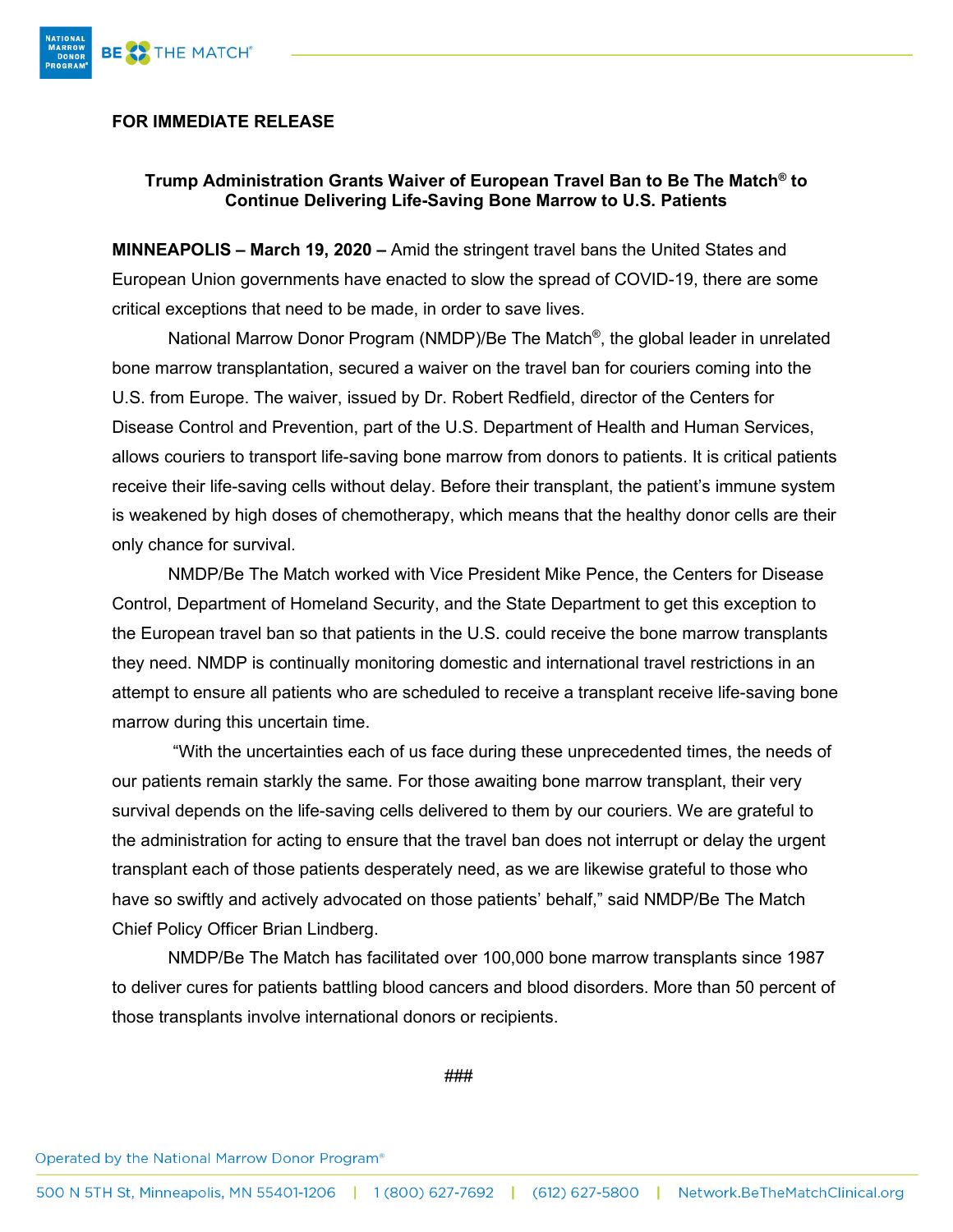**FOR IMMEDIATE RELEASE**

**Trump Administration Grants Waiver of European Travel Ban to Be The Match® to Continue Delivering Life-Saving Bone Marrow to U.S. Patients**

**MINNEAPOLIS – March 19, 2020 –** Amid the stringent travel bans the United States and European Union governments have enacted to slow the spread of COVID-19, there are some critical exceptions that need to be made, in order to save lives.

National Marrow Donor Program (NMDP)/Be The Match®, the global leader in unrelated bone marrow transplantation, secured a waiver on the travel ban for couriers coming into the U.S. from Europe. The waiver, issued by Dr. Robert Redfield, director of the Centers for Disease Control and Prevention, part of the U.S. Department of Health and Human Services, allows couriers to transport life-saving bone marrow from donors to patients. It is critical patients receive their life-saving cells without delay. Before their transplant, the patient's immune system is weakened by high doses of chemotherapy, which means that the healthy donor cells are their only chance for survival.

NMDP/Be The Match worked with Vice President Mike Pence, the Centers for Disease Control, Department of Homeland Security, and the State Department to get this exception to the European travel ban so that patients in the U.S. could receive the bone marrow transplants they need. NMDP is continually monitoring domestic and international travel restrictions in an attempt to ensure all patients who are scheduled to receive a transplant receive life-saving bone marrow during this uncertain time.

"With the uncertainties each of us face during these unprecedented times, the needs of our patients remain starkly the same. For those awaiting bone marrow transplant, their very survival depends on the life-saving cells delivered to them by our couriers. We are grateful to the administration for acting to ensure that the travel ban does not interrupt or delay the urgent transplant each of those patients desperately need, as we are likewise grateful to those who have so swiftly and actively advocated on those patients' behalf," said NMDP/Be The Match Chief Policy Officer Brian Lindberg.

NMDP/Be The Match has facilitated over 100,000 bone marrow transplants since 1987 to deliver cures for patients battling blood cancers and blood disorders. More than 50 percent of those transplants involve international donors or recipients.

###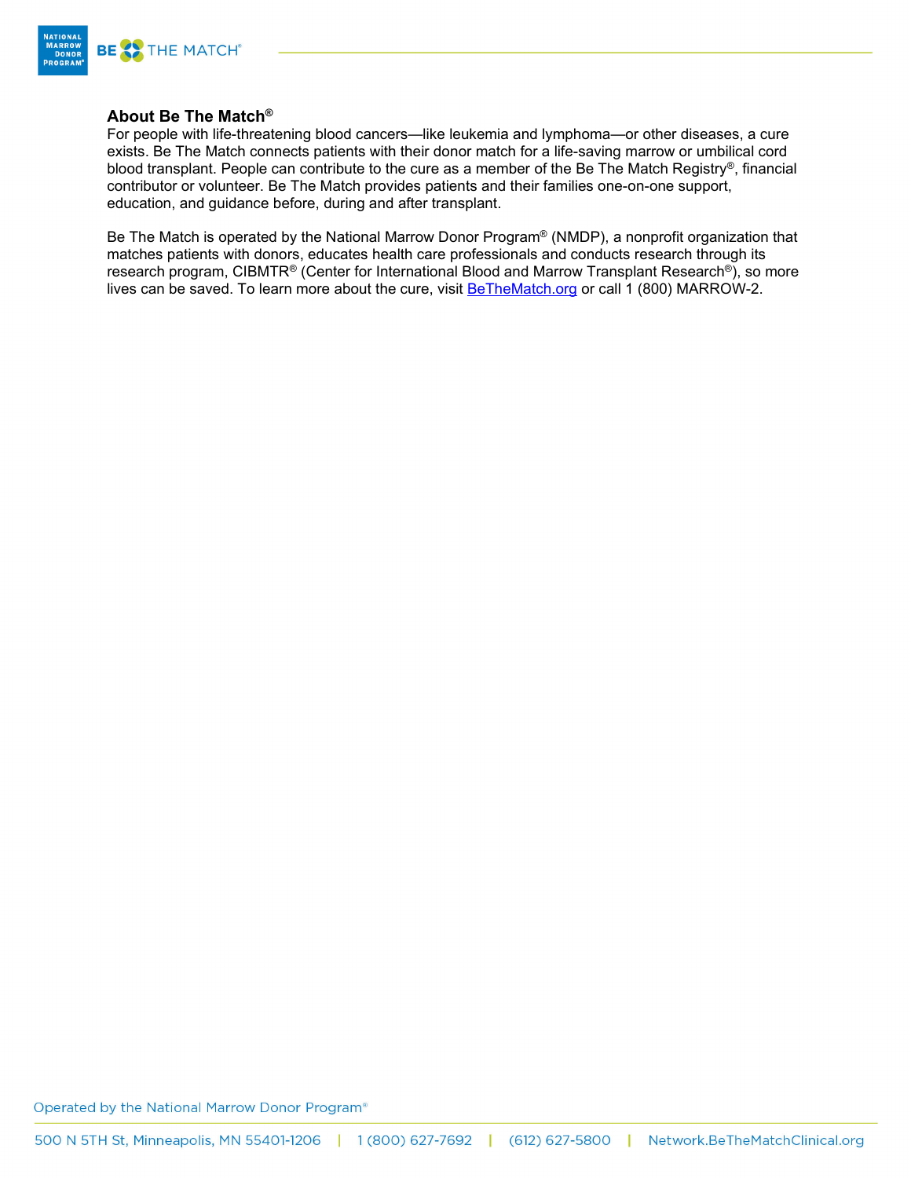**About Be The Match®**

For people with life-threatening blood cancers—like leukemia and lymphoma—or other diseases, a cure exists. Be The Match connects patients with their donor match for a life-saving marrow or umbilical cord blood transplant. People can contribute to the cure as a member of the Be The Match Registry®, financial contributor or volunteer. Be The Match provides patients and their families one-on-one support, education, and guidance before, during and after transplant.

Be The Match is operated by the National Marrow Donor Program® (NMDP), a nonprofit organization that matches patients with donors, educates health care professionals and conducts research through its research program, CIBMTR® (Center for International Blood and Marrow Transplant Research®), so more lives can be saved. To learn more about the cure, visit BeTheMatch.org or call 1 (800) MARROW-2.